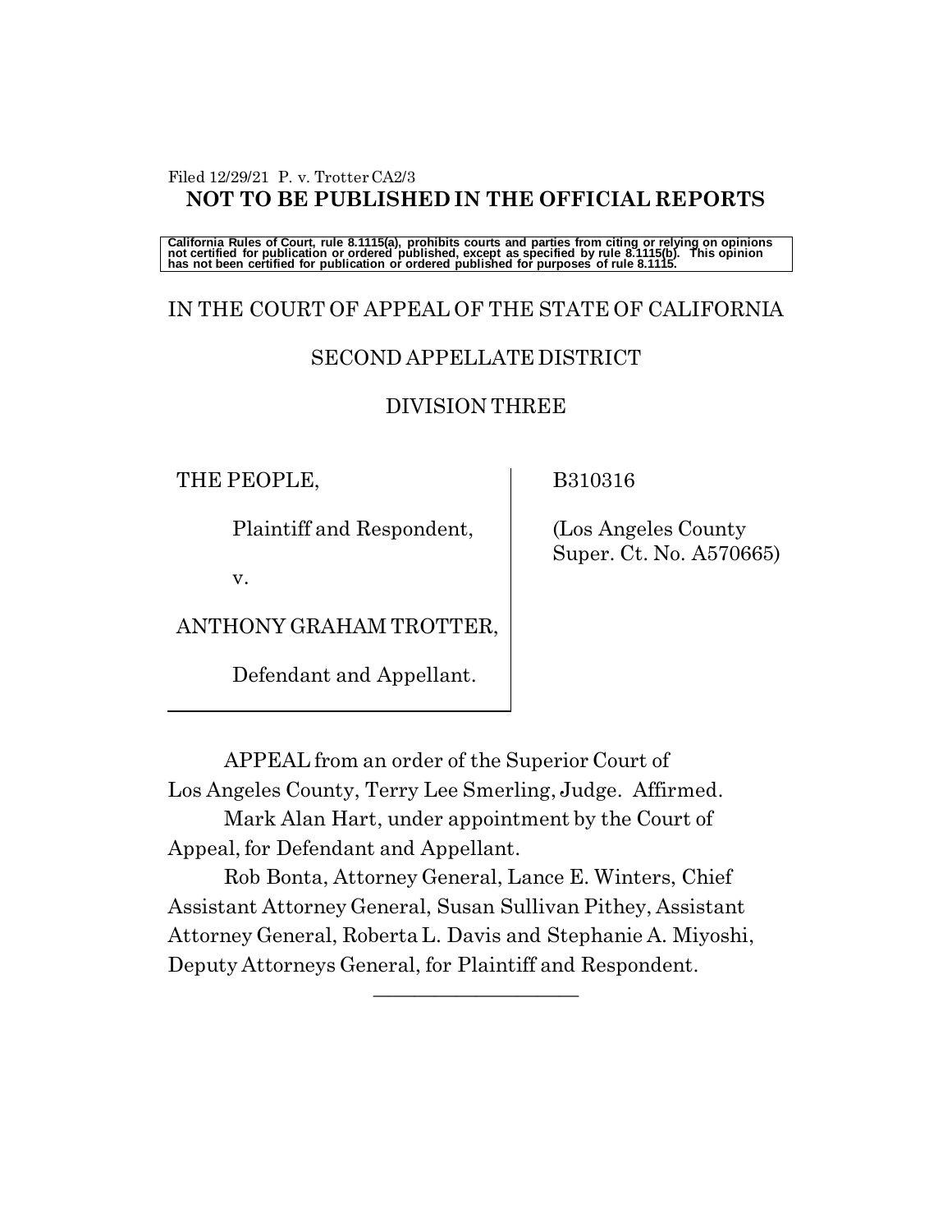Filed 12/29/21 P. v. Trotter CA2/3

**NOT TO BE PUBLISHED IN THE OFFICIAL REPORTS**

California Rules of Court, rule 8.1115(a), prohibits courts and parties from citing or relying on opinions not certified for publication or ordered published, except as specified by rule 8.1115(b). This opinion has not been certified for publication or ordered published for purposes of rule 8.1115.

IN THE COURT OF APPEAL OF THE STATE OF CALIFORNIA

SECOND APPELLATE DISTRICT

DIVISION THREE

THE PEOPLE,

Plaintiff and Respondent,

v.

ANTHONY GRAHAM TROTTER,

Defendant and Appellant.

B310316

(Los Angeles County Super. Ct. No. A570665)

APPEAL from an order of the Superior Court of Los Angeles County, Terry Lee Smerling, Judge. Affirmed.

Mark Alan Hart, under appointment by the Court of Appeal, for Defendant and Appellant.

Rob Bonta, Attorney General, Lance E. Winters, Chief Assistant Attorney General, Susan Sullivan Pithey, Assistant Attorney General, Roberta L. Davis and Stephanie A. Miyoshi, Deputy Attorneys General, for Plaintiff and Respondent.

\_\_\_\_\_\_\_\_\_\_\_\_\_\_\_\_\_\_\_\_\_\_\_\_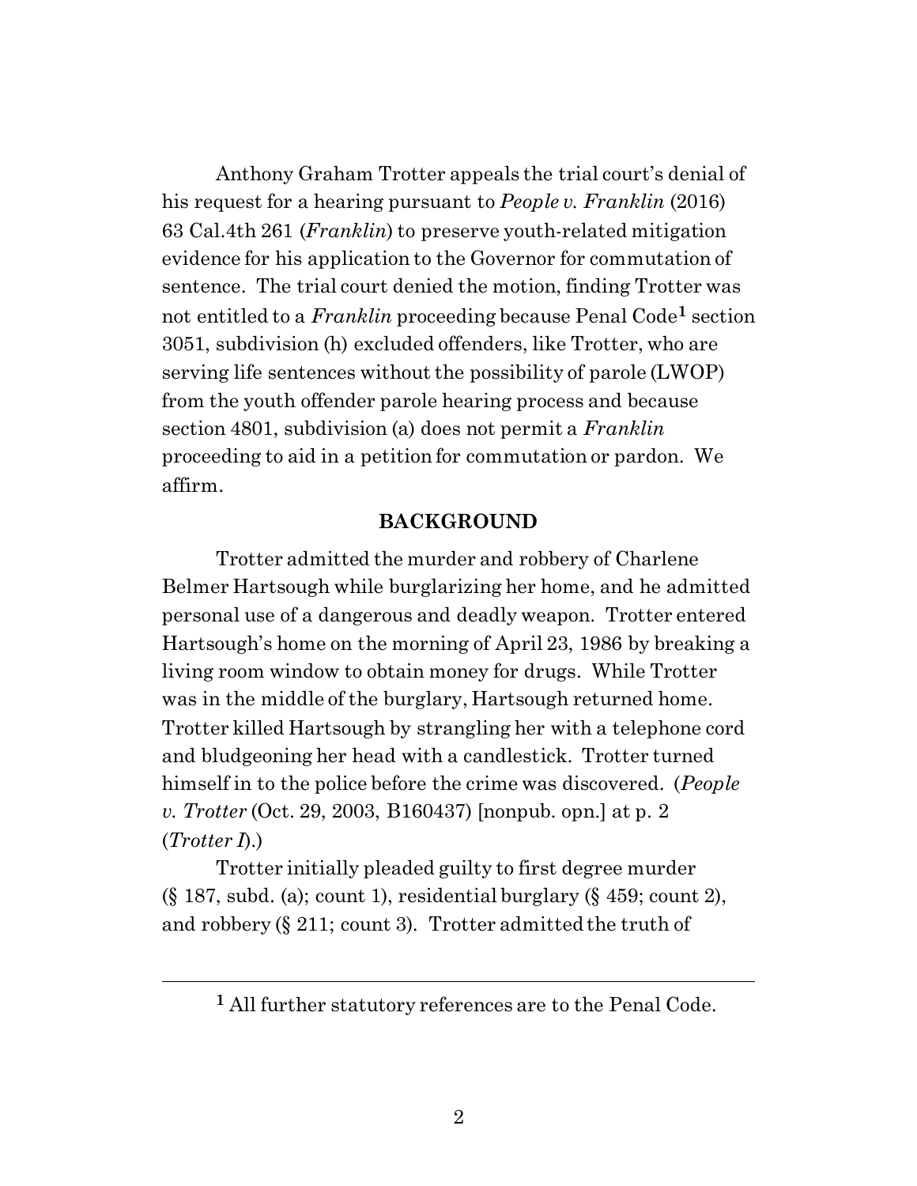Anthony Graham Trotter appeals the trial court's denial of his request for a hearing pursuant to *People v. Franklin* (2016) 63 Cal.4th 261 (*Franklin*) to preserve youth-related mitigation evidence for his application to the Governor for commutation of sentence. The trial court denied the motion, finding Trotter was not entitled to a *Franklin* proceeding because Penal Code[1] section 3051, subdivision (h) excluded offenders, like Trotter, who are serving life sentences without the possibility of parole (LWOP) from the youth offender parole hearing process and because section 4801, subdivision (a) does not permit a *Franklin* proceeding to aid in a petition for commutation or pardon. We affirm.

## BACKGROUND

Trotter admitted the murder and robbery of Charlene Belmer Hartsough while burglarizing her home, and he admitted personal use of a dangerous and deadly weapon. Trotter entered Hartsough's home on the morning of April 23, 1986 by breaking a living room window to obtain money for drugs. While Trotter was in the middle of the burglary, Hartsough returned home. Trotter killed Hartsough by strangling her with a telephone cord and bludgeoning her head with a candlestick. Trotter turned himself in to the police before the crime was discovered. (*People v. Trotter* (Oct. 29, 2003, B160437) [nonpub. opn.] at p. 2 (*Trotter I*).)

Trotter initially pleaded guilty to first degree murder (§ 187, subd. (a); count 1), residential burglary (§ 459; count 2), and robbery (§ 211; count 3). Trotter admitted the truth of

---

[1] All further statutory references are to the Penal Code.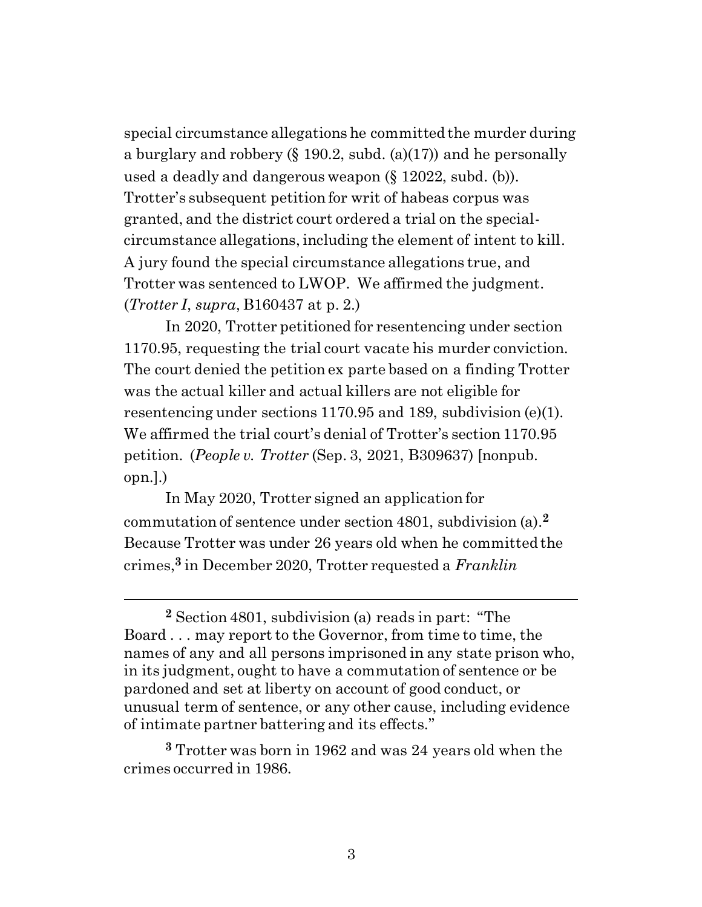special circumstance allegations he committed the murder during a burglary and robbery (§ 190.2, subd. (a)(17)) and he personally used a deadly and dangerous weapon (§ 12022, subd. (b)). Trotter's subsequent petition for writ of habeas corpus was granted, and the district court ordered a trial on the special-circumstance allegations, including the element of intent to kill. A jury found the special circumstance allegations true, and Trotter was sentenced to LWOP. We affirmed the judgment. (*Trotter I*, *supra*, B160437 at p. 2.)

In 2020, Trotter petitioned for resentencing under section 1170.95, requesting the trial court vacate his murder conviction. The court denied the petition ex parte based on a finding Trotter was the actual killer and actual killers are not eligible for resentencing under sections 1170.95 and 189, subdivision (e)(1). We affirmed the trial court's denial of Trotter's section 1170.95 petition. (*People v. Trotter* (Sep. 3, 2021, B309637) [nonpub. opn.].)

In May 2020, Trotter signed an application for commutation of sentence under section 4801, subdivision (a).[2] Because Trotter was under 26 years old when he committed the crimes,[3] in December 2020, Trotter requested a *Franklin*

---

[2] Section 4801, subdivision (a) reads in part: "The Board . . . may report to the Governor, from time to time, the names of any and all persons imprisoned in any state prison who, in its judgment, ought to have a commutation of sentence or be pardoned and set at liberty on account of good conduct, or unusual term of sentence, or any other cause, including evidence of intimate partner battering and its effects."

[3] Trotter was born in 1962 and was 24 years old when the crimes occurred in 1986.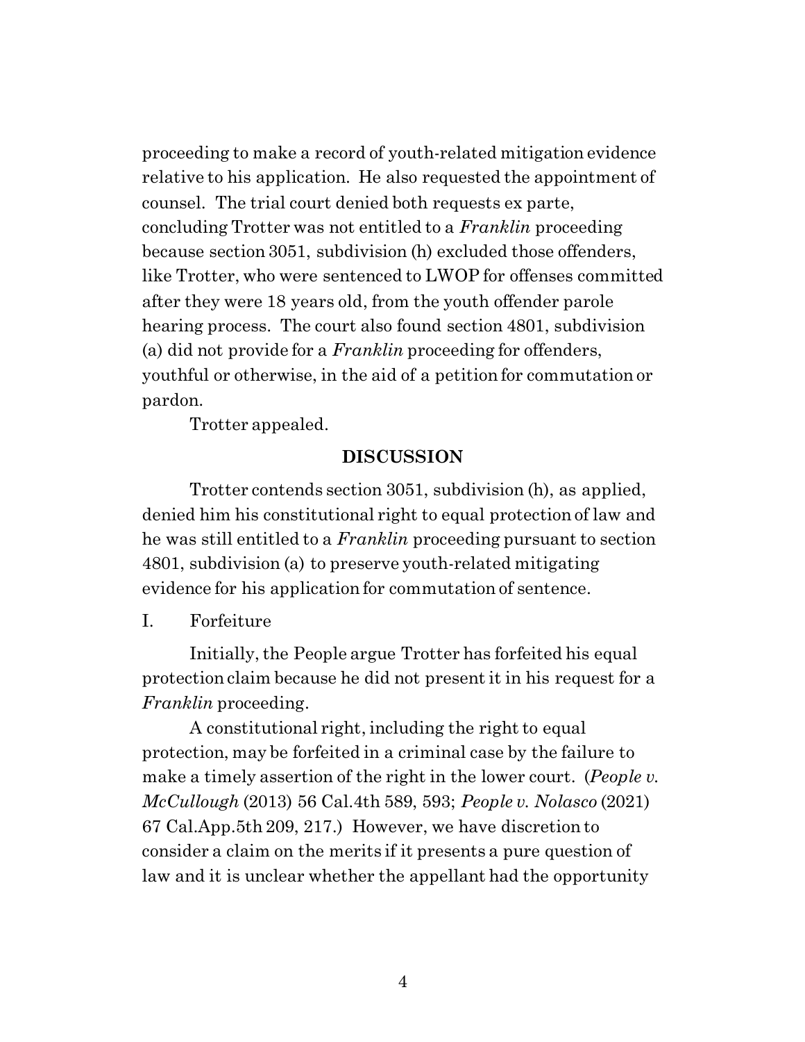proceeding to make a record of youth-related mitigation evidence relative to his application. He also requested the appointment of counsel. The trial court denied both requests ex parte, concluding Trotter was not entitled to a *Franklin* proceeding because section 3051, subdivision (h) excluded those offenders, like Trotter, who were sentenced to LWOP for offenses committed after they were 18 years old, from the youth offender parole hearing process. The court also found section 4801, subdivision (a) did not provide for a *Franklin* proceeding for offenders, youthful or otherwise, in the aid of a petition for commutation or pardon.

Trotter appealed.

## DISCUSSION

Trotter contends section 3051, subdivision (h), as applied, denied him his constitutional right to equal protection of law and he was still entitled to a *Franklin* proceeding pursuant to section 4801, subdivision (a) to preserve youth-related mitigating evidence for his application for commutation of sentence.

### I. Forfeiture

Initially, the People argue Trotter has forfeited his equal protection claim because he did not present it in his request for a *Franklin* proceeding.

A constitutional right, including the right to equal protection, may be forfeited in a criminal case by the failure to make a timely assertion of the right in the lower court. (*People v. McCullough* (2013) 56 Cal.4th 589, 593; *People v. Nolasco* (2021) 67 Cal.App.5th 209, 217.) However, we have discretion to consider a claim on the merits if it presents a pure question of law and it is unclear whether the appellant had the opportunity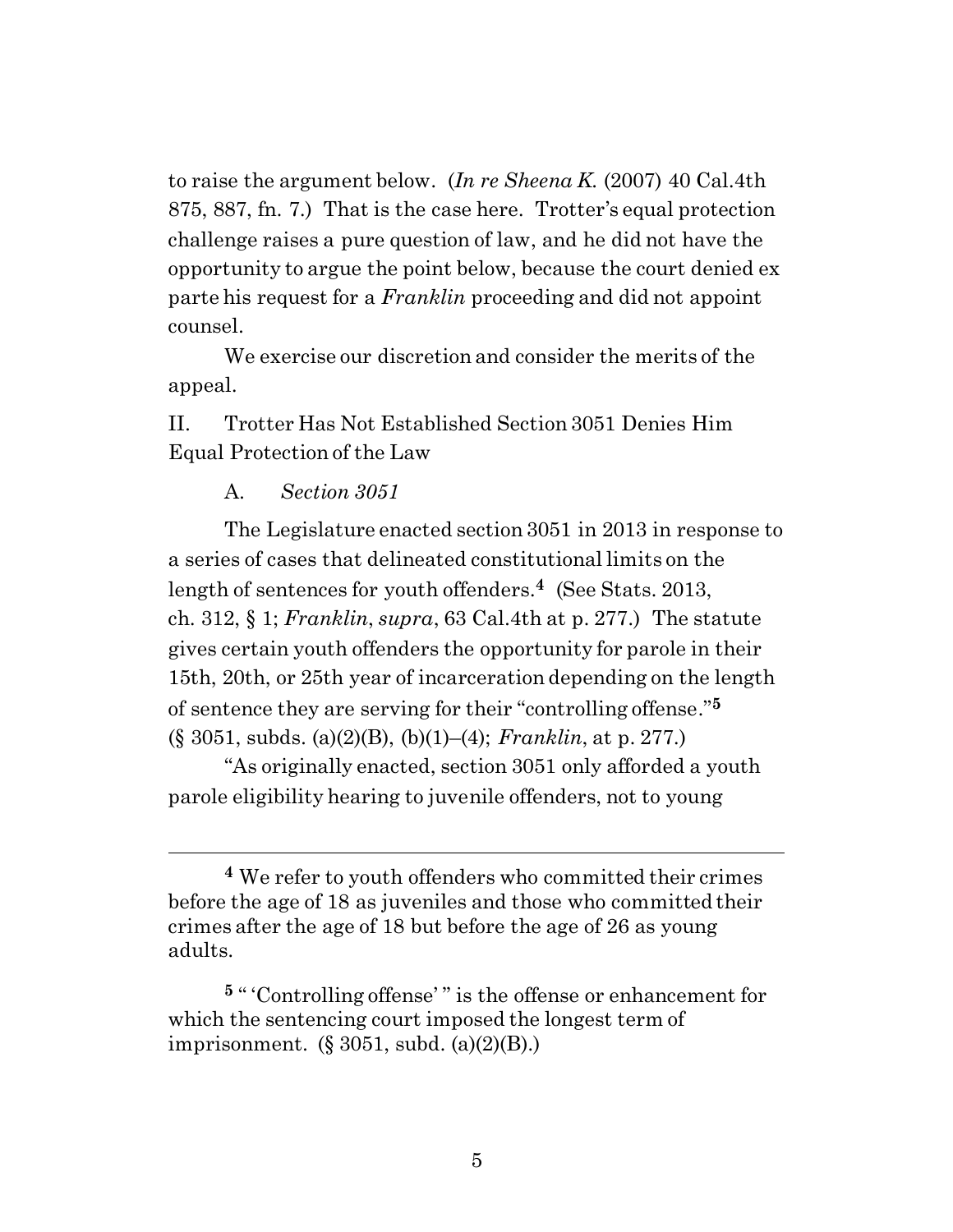to raise the argument below. (*In re Sheena K.* (2007) 40 Cal.4th 875, 887, fn. 7.) That is the case here. Trotter's equal protection challenge raises a pure question of law, and he did not have the opportunity to argue the point below, because the court denied ex parte his request for a *Franklin* proceeding and did not appoint counsel.

We exercise our discretion and consider the merits of the appeal.

## II. Trotter Has Not Established Section 3051 Denies Him Equal Protection of the Law

### A. *Section 3051*

The Legislature enacted section 3051 in 2013 in response to a series of cases that delineated constitutional limits on the length of sentences for youth offenders.[4] (See Stats. 2013, ch. 312, § 1; *Franklin*, *supra*, 63 Cal.4th at p. 277.) The statute gives certain youth offenders the opportunity for parole in their 15th, 20th, or 25th year of incarceration depending on the length of sentence they are serving for their "controlling offense."[5] (§ 3051, subds. (a)(2)(B), (b)(1)–(4); *Franklin*, at p. 277.)

"As originally enacted, section 3051 only afforded a youth parole eligibility hearing to juvenile offenders, not to young

---

[4] We refer to youth offenders who committed their crimes before the age of 18 as juveniles and those who committed their crimes after the age of 18 but before the age of 26 as young adults.

[5] " 'Controlling offense' " is the offense or enhancement for which the sentencing court imposed the longest term of imprisonment. (§ 3051, subd. (a)(2)(B).)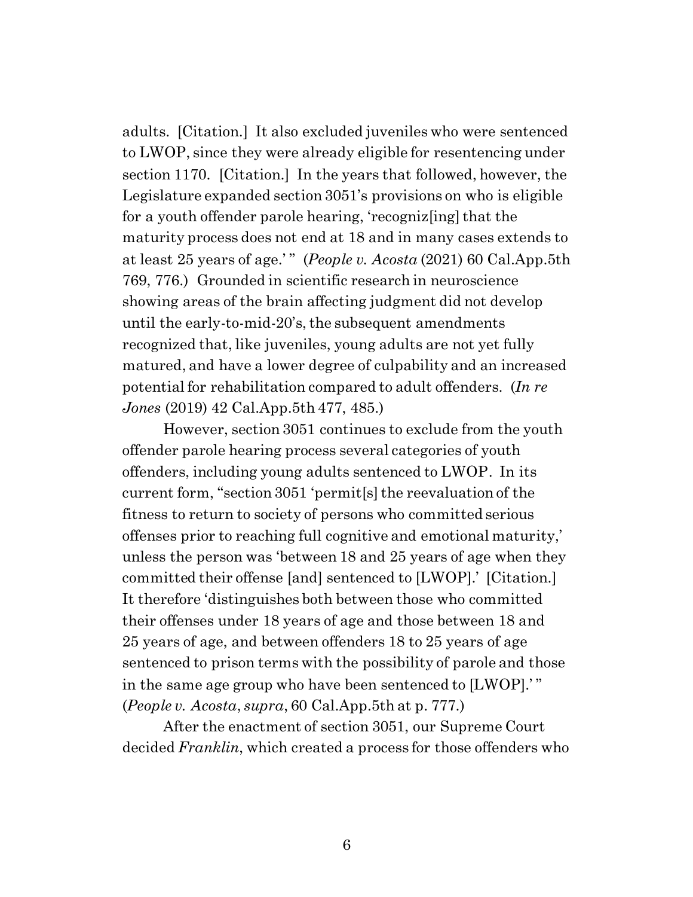adults. [Citation.] It also excluded juveniles who were sentenced to LWOP, since they were already eligible for resentencing under section 1170. [Citation.] In the years that followed, however, the Legislature expanded section 3051's provisions on who is eligible for a youth offender parole hearing, 'recogniz[ing] that the maturity process does not end at 18 and in many cases extends to at least 25 years of age.' " (*People v. Acosta* (2021) 60 Cal.App.5th 769, 776.) Grounded in scientific research in neuroscience showing areas of the brain affecting judgment did not develop until the early-to-mid-20's, the subsequent amendments recognized that, like juveniles, young adults are not yet fully matured, and have a lower degree of culpability and an increased potential for rehabilitation compared to adult offenders. (*In re Jones* (2019) 42 Cal.App.5th 477, 485.)

However, section 3051 continues to exclude from the youth offender parole hearing process several categories of youth offenders, including young adults sentenced to LWOP. In its current form, "section 3051 'permit[s] the reevaluation of the fitness to return to society of persons who committed serious offenses prior to reaching full cognitive and emotional maturity,' unless the person was 'between 18 and 25 years of age when they committed their offense [and] sentenced to [LWOP].' [Citation.] It therefore 'distinguishes both between those who committed their offenses under 18 years of age and those between 18 and 25 years of age, and between offenders 18 to 25 years of age sentenced to prison terms with the possibility of parole and those in the same age group who have been sentenced to [LWOP].' " (*People v. Acosta*, *supra*, 60 Cal.App.5th at p. 777.)

After the enactment of section 3051, our Supreme Court decided *Franklin*, which created a process for those offenders who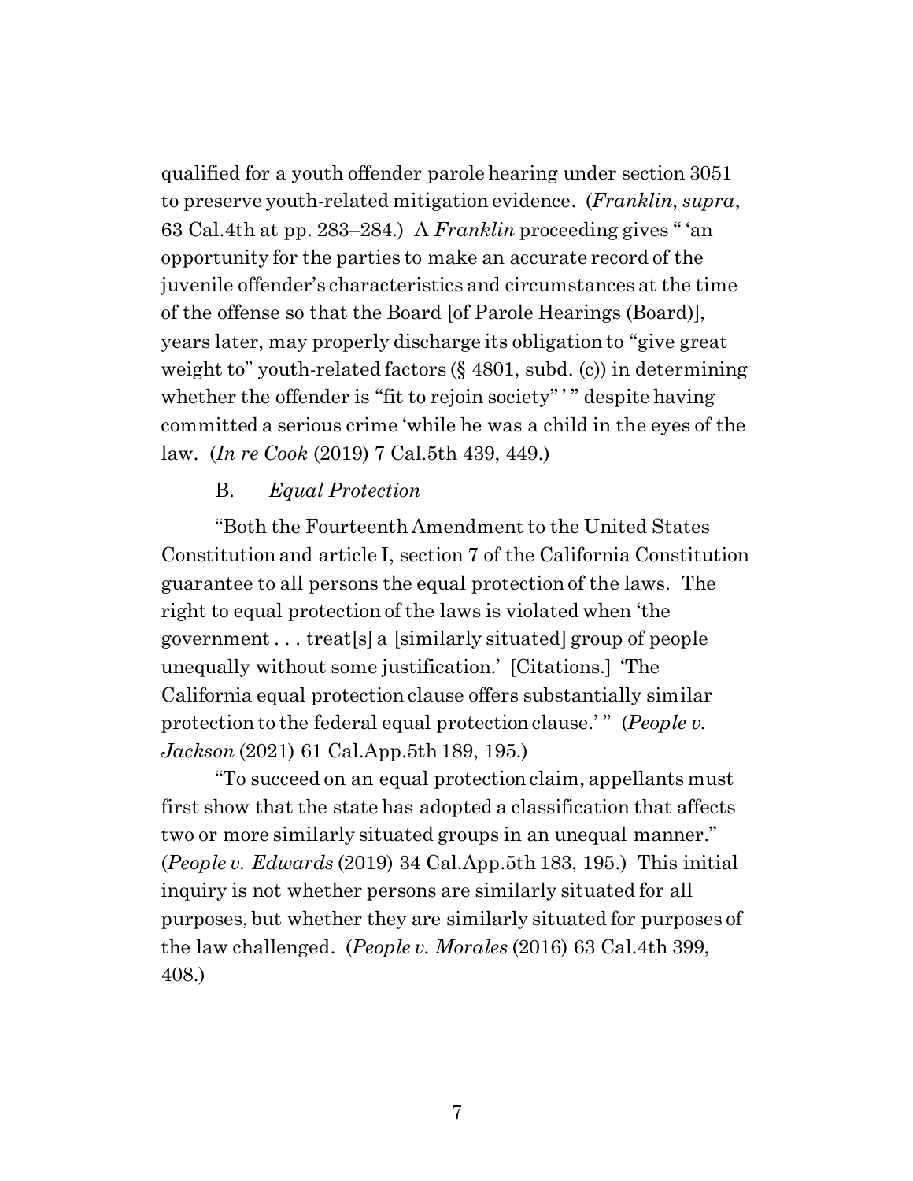qualified for a youth offender parole hearing under section 3051 to preserve youth-related mitigation evidence. (*Franklin*, *supra*, 63 Cal.4th at pp. 283–284.) A *Franklin* proceeding gives " 'an opportunity for the parties to make an accurate record of the juvenile offender's characteristics and circumstances at the time of the offense so that the Board [of Parole Hearings (Board)], years later, may properly discharge its obligation to "give great weight to" youth-related factors (§ 4801, subd. (c)) in determining whether the offender is "fit to rejoin society" ' " despite having committed a serious crime 'while he was a child in the eyes of the law. (*In re Cook* (2019) 7 Cal.5th 439, 449.)

B. *Equal Protection*

"Both the Fourteenth Amendment to the United States Constitution and article I, section 7 of the California Constitution guarantee to all persons the equal protection of the laws. The right to equal protection of the laws is violated when 'the government . . . treat[s] a [similarly situated] group of people unequally without some justification.' [Citations.] 'The California equal protection clause offers substantially similar protection to the federal equal protection clause.' " (*People v. Jackson* (2021) 61 Cal.App.5th 189, 195.)

"To succeed on an equal protection claim, appellants must first show that the state has adopted a classification that affects two or more similarly situated groups in an unequal manner." (*People v. Edwards* (2019) 34 Cal.App.5th 183, 195.) This initial inquiry is not whether persons are similarly situated for all purposes, but whether they are similarly situated for purposes of the law challenged. (*People v. Morales* (2016) 63 Cal.4th 399, 408.)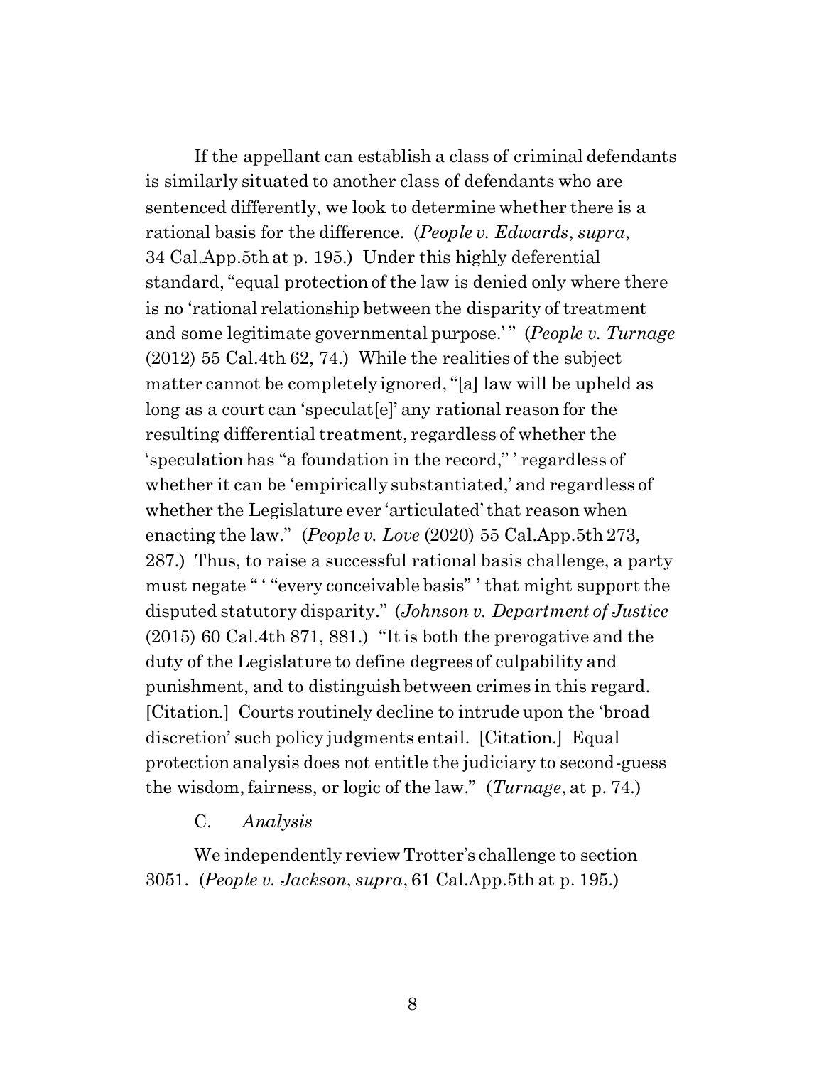If the appellant can establish a class of criminal defendants is similarly situated to another class of defendants who are sentenced differently, we look to determine whether there is a rational basis for the difference. (*People v. Edwards*, *supra*, 34 Cal.App.5th at p. 195.) Under this highly deferential standard, "equal protection of the law is denied only where there is no 'rational relationship between the disparity of treatment and some legitimate governmental purpose.' " (*People v. Turnage* (2012) 55 Cal.4th 62, 74.) While the realities of the subject matter cannot be completely ignored, "[a] law will be upheld as long as a court can 'speculat[e]' any rational reason for the resulting differential treatment, regardless of whether the 'speculation has "a foundation in the record," ' regardless of whether it can be 'empirically substantiated,' and regardless of whether the Legislature ever 'articulated' that reason when enacting the law." (*People v. Love* (2020) 55 Cal.App.5th 273, 287.) Thus, to raise a successful rational basis challenge, a party must negate " ' "every conceivable basis" ' that might support the disputed statutory disparity." (*Johnson v. Department of Justice* (2015) 60 Cal.4th 871, 881.) "It is both the prerogative and the duty of the Legislature to define degrees of culpability and punishment, and to distinguish between crimes in this regard. [Citation.] Courts routinely decline to intrude upon the 'broad discretion' such policy judgments entail. [Citation.] Equal protection analysis does not entitle the judiciary to second-guess the wisdom, fairness, or logic of the law." (*Turnage*, at p. 74.)

C. *Analysis*

We independently review Trotter's challenge to section 3051. (*People v. Jackson*, *supra*, 61 Cal.App.5th at p. 195.)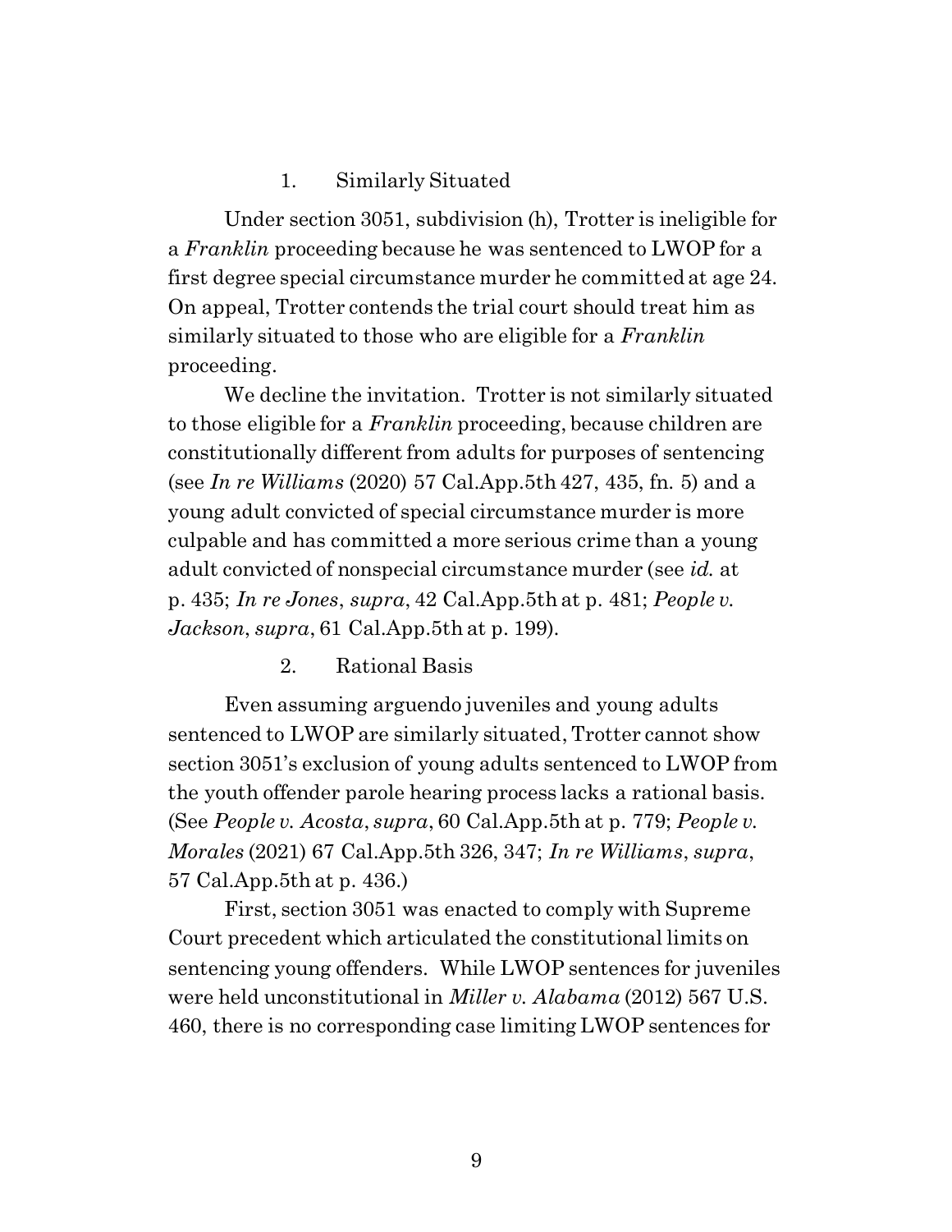### 1. Similarly Situated

Under section 3051, subdivision (h), Trotter is ineligible for a *Franklin* proceeding because he was sentenced to LWOP for a first degree special circumstance murder he committed at age 24. On appeal, Trotter contends the trial court should treat him as similarly situated to those who are eligible for a *Franklin* proceeding.

We decline the invitation. Trotter is not similarly situated to those eligible for a *Franklin* proceeding, because children are constitutionally different from adults for purposes of sentencing (see *In re Williams* (2020) 57 Cal.App.5th 427, 435, fn. 5) and a young adult convicted of special circumstance murder is more culpable and has committed a more serious crime than a young adult convicted of nonspecial circumstance murder (see *id.* at p. 435; *In re Jones*, *supra*, 42 Cal.App.5th at p. 481; *People v. Jackson*, *supra*, 61 Cal.App.5th at p. 199).

### 2. Rational Basis

Even assuming arguendo juveniles and young adults sentenced to LWOP are similarly situated, Trotter cannot show section 3051's exclusion of young adults sentenced to LWOP from the youth offender parole hearing process lacks a rational basis. (See *People v. Acosta*, *supra*, 60 Cal.App.5th at p. 779; *People v. Morales* (2021) 67 Cal.App.5th 326, 347; *In re Williams*, *supra*, 57 Cal.App.5th at p. 436.)

First, section 3051 was enacted to comply with Supreme Court precedent which articulated the constitutional limits on sentencing young offenders. While LWOP sentences for juveniles were held unconstitutional in *Miller v. Alabama* (2012) 567 U.S. 460, there is no corresponding case limiting LWOP sentences for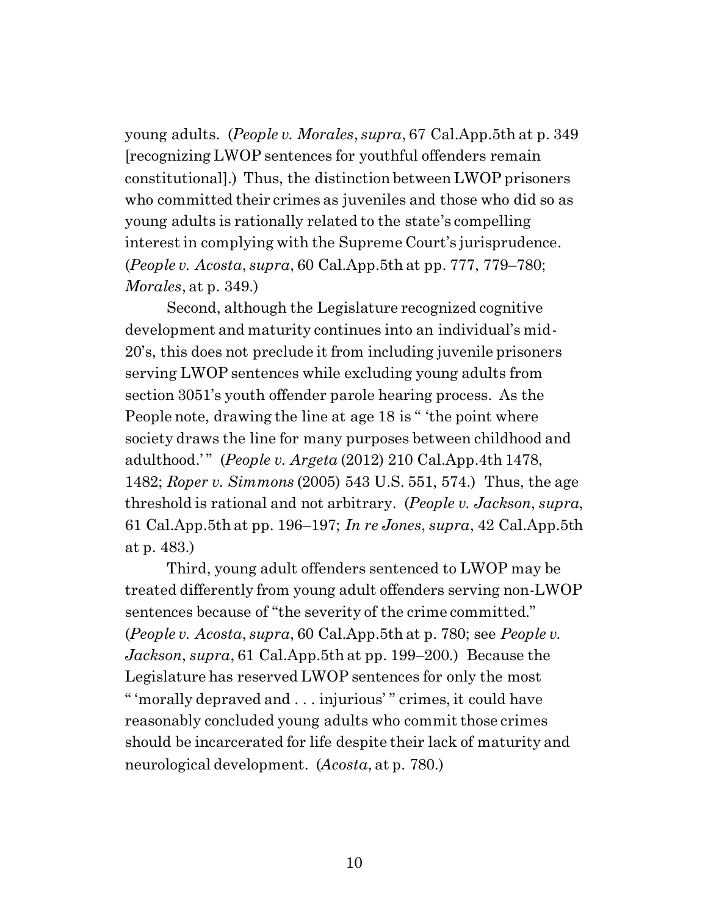young adults. (*People v. Morales*, *supra*, 67 Cal.App.5th at p. 349 [recognizing LWOP sentences for youthful offenders remain constitutional].) Thus, the distinction between LWOP prisoners who committed their crimes as juveniles and those who did so as young adults is rationally related to the state's compelling interest in complying with the Supreme Court's jurisprudence. (*People v. Acosta*, *supra*, 60 Cal.App.5th at pp. 777, 779–780; *Morales*, at p. 349.)

Second, although the Legislature recognized cognitive development and maturity continues into an individual's mid-20's, this does not preclude it from including juvenile prisoners serving LWOP sentences while excluding young adults from section 3051's youth offender parole hearing process. As the People note, drawing the line at age 18 is " 'the point where society draws the line for many purposes between childhood and adulthood.' " (*People v. Argeta* (2012) 210 Cal.App.4th 1478, 1482; *Roper v. Simmons* (2005) 543 U.S. 551, 574.) Thus, the age threshold is rational and not arbitrary. (*People v. Jackson*, *supra*, 61 Cal.App.5th at pp. 196–197; *In re Jones*, *supra*, 42 Cal.App.5th at p. 483.)

Third, young adult offenders sentenced to LWOP may be treated differently from young adult offenders serving non-LWOP sentences because of "the severity of the crime committed." (*People v. Acosta*, *supra*, 60 Cal.App.5th at p. 780; see *People v. Jackson*, *supra*, 61 Cal.App.5th at pp. 199–200.) Because the Legislature has reserved LWOP sentences for only the most " 'morally depraved and . . . injurious' " crimes, it could have reasonably concluded young adults who commit those crimes should be incarcerated for life despite their lack of maturity and neurological development. (*Acosta*, at p. 780.)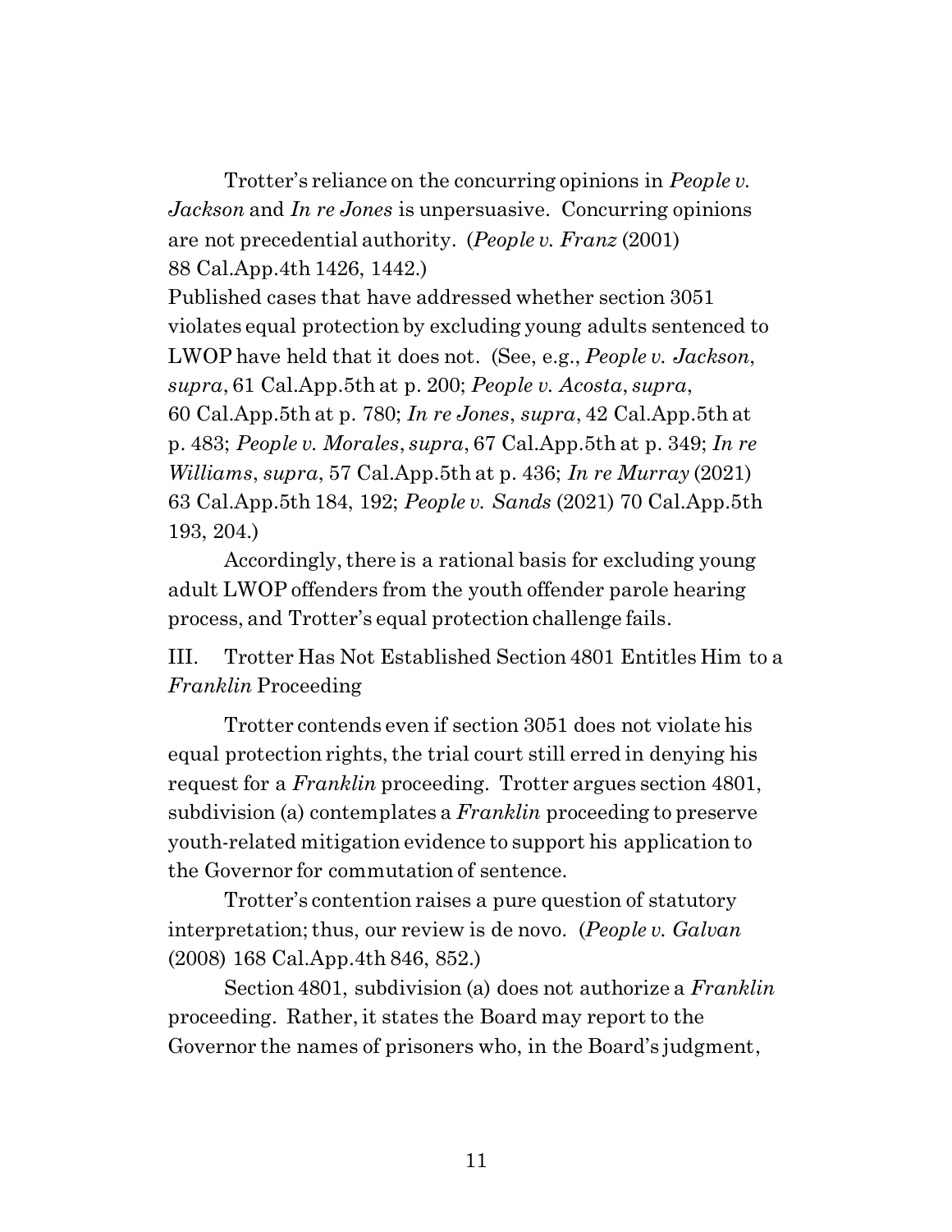Trotter's reliance on the concurring opinions in *People v. Jackson* and *In re Jones* is unpersuasive. Concurring opinions are not precedential authority. (*People v. Franz* (2001) 88 Cal.App.4th 1426, 1442.)
Published cases that have addressed whether section 3051 violates equal protection by excluding young adults sentenced to LWOP have held that it does not. (See, e.g., *People v. Jackson*, *supra*, 61 Cal.App.5th at p. 200; *People v. Acosta*, *supra*, 60 Cal.App.5th at p. 780; *In re Jones*, *supra*, 42 Cal.App.5th at p. 483; *People v. Morales*, *supra*, 67 Cal.App.5th at p. 349; *In re Williams*, *supra*, 57 Cal.App.5th at p. 436; *In re Murray* (2021) 63 Cal.App.5th 184, 192; *People v. Sands* (2021) 70 Cal.App.5th 193, 204.)

Accordingly, there is a rational basis for excluding young adult LWOP offenders from the youth offender parole hearing process, and Trotter's equal protection challenge fails.

## III. Trotter Has Not Established Section 4801 Entitles Him to a *Franklin* Proceeding

Trotter contends even if section 3051 does not violate his equal protection rights, the trial court still erred in denying his request for a *Franklin* proceeding. Trotter argues section 4801, subdivision (a) contemplates a *Franklin* proceeding to preserve youth-related mitigation evidence to support his application to the Governor for commutation of sentence.

Trotter's contention raises a pure question of statutory interpretation; thus, our review is de novo. (*People v. Galvan* (2008) 168 Cal.App.4th 846, 852.)

Section 4801, subdivision (a) does not authorize a *Franklin* proceeding. Rather, it states the Board may report to the Governor the names of prisoners who, in the Board's judgment,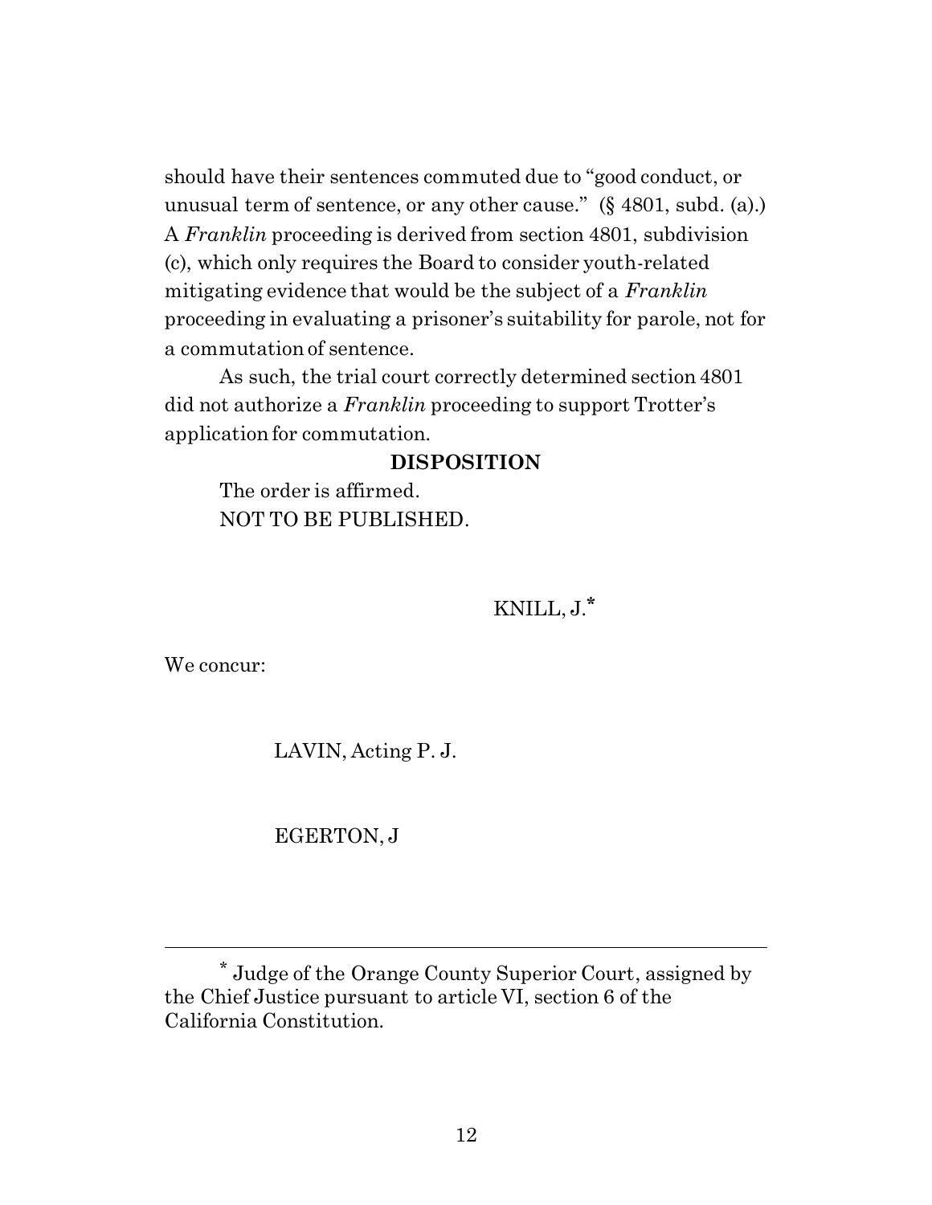should have their sentences commuted due to "good conduct, or unusual term of sentence, or any other cause." (§ 4801, subd. (a).) A *Franklin* proceeding is derived from section 4801, subdivision (c), which only requires the Board to consider youth-related mitigating evidence that would be the subject of a *Franklin* proceeding in evaluating a prisoner's suitability for parole, not for a commutation of sentence.

As such, the trial court correctly determined section 4801 did not authorize a *Franklin* proceeding to support Trotter's application for commutation.

**DISPOSITION**

The order is affirmed.

NOT TO BE PUBLISHED.

KNILL, J.*

We concur:

LAVIN, Acting P. J.

EGERTON, J

---

* Judge of the Orange County Superior Court, assigned by the Chief Justice pursuant to article VI, section 6 of the California Constitution.